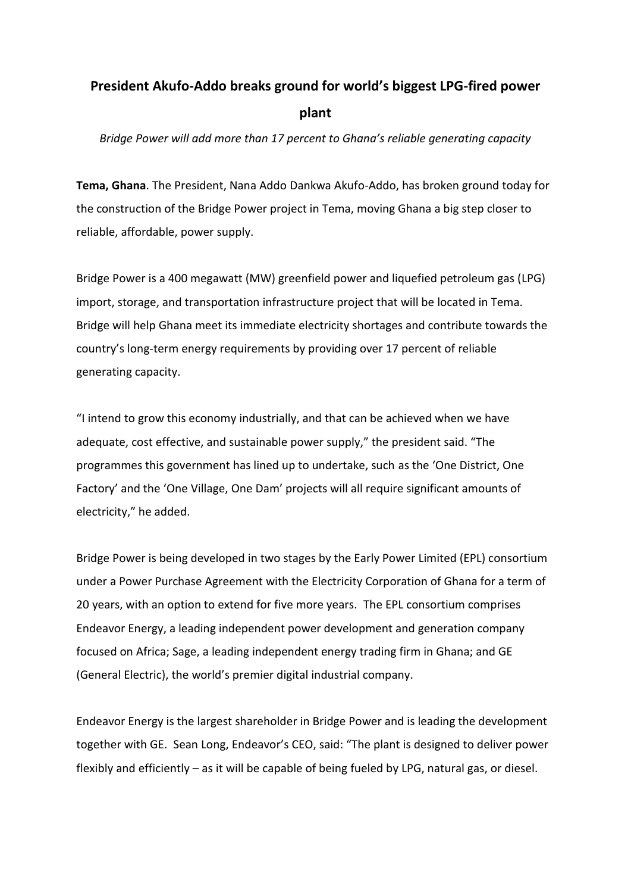# President Akufo-Addo breaks ground for world's biggest LPG-fired power plant

*Bridge Power will add more than 17 percent to Ghana's reliable generating capacity*

**Tema, Ghana**. The President, Nana Addo Dankwa Akufo-Addo, has broken ground today for the construction of the Bridge Power project in Tema, moving Ghana a big step closer to reliable, affordable, power supply.

Bridge Power is a 400 megawatt (MW) greenfield power and liquefied petroleum gas (LPG) import, storage, and transportation infrastructure project that will be located in Tema. Bridge will help Ghana meet its immediate electricity shortages and contribute towards the country's long-term energy requirements by providing over 17 percent of reliable generating capacity.

"I intend to grow this economy industrially, and that can be achieved when we have adequate, cost effective, and sustainable power supply," the president said. "The programmes this government has lined up to undertake, such as the 'One District, One Factory' and the 'One Village, One Dam' projects will all require significant amounts of electricity," he added.

Bridge Power is being developed in two stages by the Early Power Limited (EPL) consortium under a Power Purchase Agreement with the Electricity Corporation of Ghana for a term of 20 years, with an option to extend for five more years. The EPL consortium comprises Endeavor Energy, a leading independent power development and generation company focused on Africa; Sage, a leading independent energy trading firm in Ghana; and GE (General Electric), the world's premier digital industrial company.

Endeavor Energy is the largest shareholder in Bridge Power and is leading the development together with GE. Sean Long, Endeavor's CEO, said: "The plant is designed to deliver power flexibly and efficiently – as it will be capable of being fueled by LPG, natural gas, or diesel.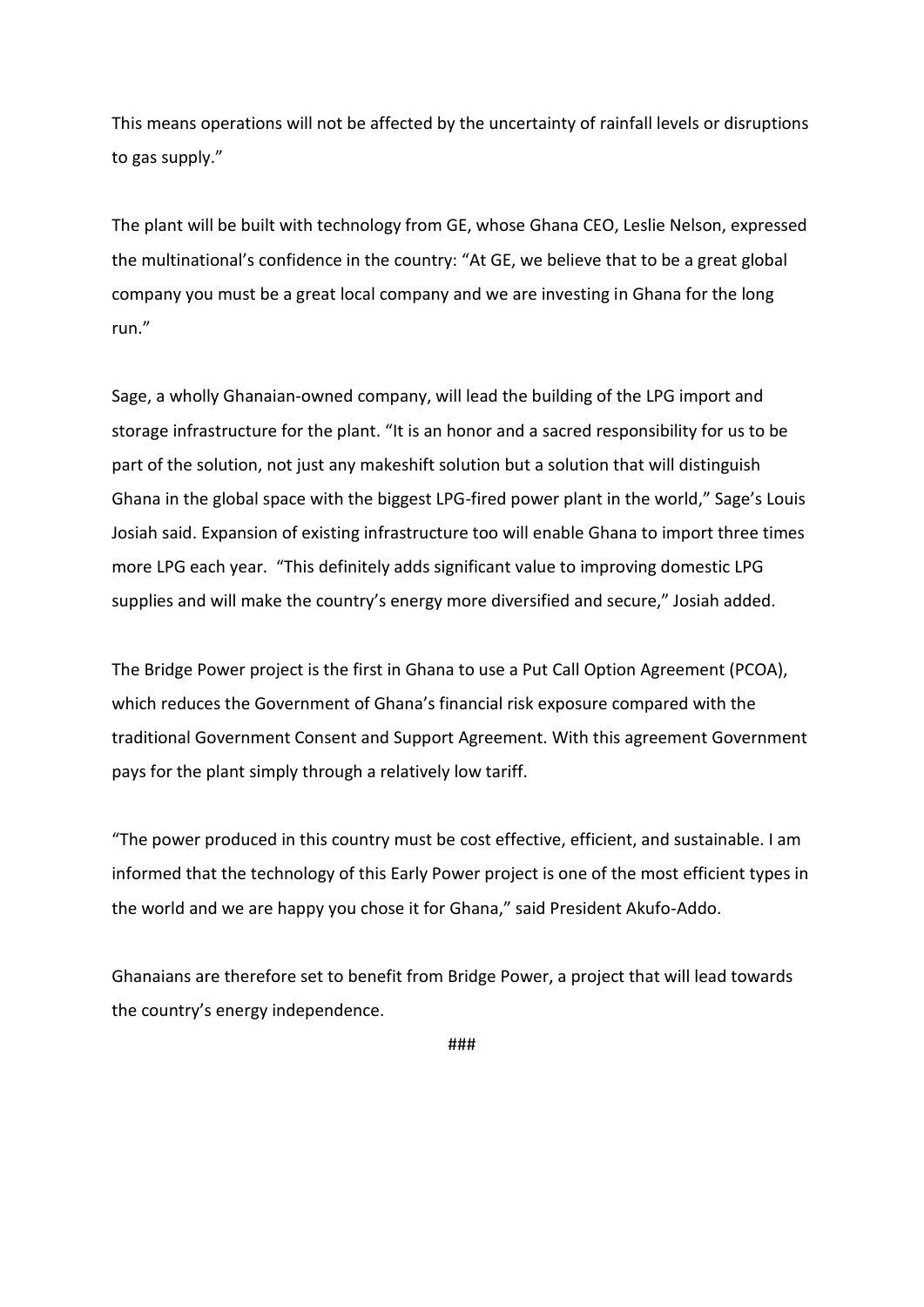This means operations will not be affected by the uncertainty of rainfall levels or disruptions to gas supply."

The plant will be built with technology from GE, whose Ghana CEO, Leslie Nelson, expressed the multinational's confidence in the country: "At GE, we believe that to be a great global company you must be a great local company and we are investing in Ghana for the long run."

Sage, a wholly Ghanaian-owned company, will lead the building of the LPG import and storage infrastructure for the plant. "It is an honor and a sacred responsibility for us to be part of the solution, not just any makeshift solution but a solution that will distinguish Ghana in the global space with the biggest LPG-fired power plant in the world," Sage's Louis Josiah said. Expansion of existing infrastructure too will enable Ghana to import three times more LPG each year. "This definitely adds significant value to improving domestic LPG supplies and will make the country's energy more diversified and secure," Josiah added.

The Bridge Power project is the first in Ghana to use a Put Call Option Agreement (PCOA), which reduces the Government of Ghana's financial risk exposure compared with the traditional Government Consent and Support Agreement. With this agreement Government pays for the plant simply through a relatively low tariff.

"The power produced in this country must be cost effective, efficient, and sustainable. I am informed that the technology of this Early Power project is one of the most efficient types in the world and we are happy you chose it for Ghana," said President Akufo-Addo.

Ghanaians are therefore set to benefit from Bridge Power, a project that will lead towards the country's energy independence.

###